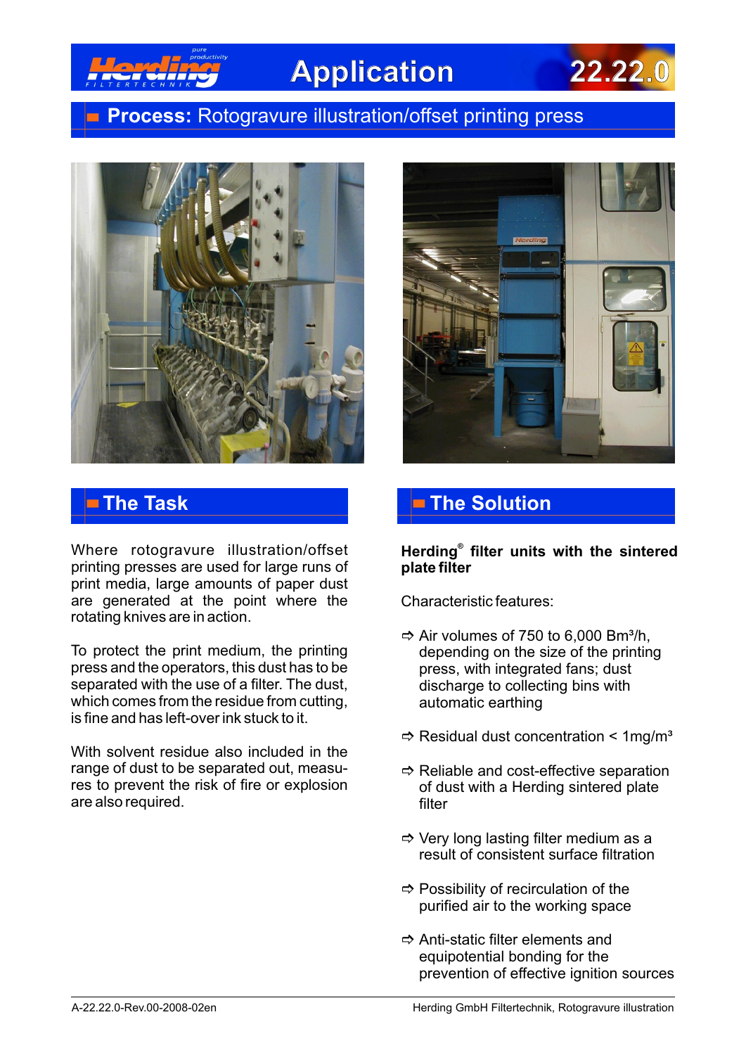# Application 22.22.0

## Process: Rotogravure illustration/offset printing press

## The Task

Where rotogravure illustration/offset printing presses are used for large runs of print media, large amounts of paper dust are generated at the point where the rotating knives are in action.

To protect the print medium, the printing press and the operators, this dust has to be separated with the use of a filter. The dust, which comes from the residue from cutting, is fine and has left-over ink stuck to it.

With solvent residue also included in the range of dust to be separated out, measures to prevent the risk of fire or explosion are also required.

## The Solution

**Herding® filter units with the sintered plate filter**

Characteristic features:

- Air volumes of 750 to 6,000 Bm³/h, depending on the size of the printing press, with integrated fans; dust discharge to collecting bins with automatic earthing
- Residual dust concentration < 1mg/m³
- Reliable and cost-effective separation of dust with a Herding sintered plate filter
- Very long lasting filter medium as a result of consistent surface filtration
- Possibility of recirculation of the purified air to the working space
- Anti-static filter elements and equipotential bonding for the prevention of effective ignition sources

A-22.22.0-Rev.00-2008-02en

Herding GmbH Filtertechnik, Rotogravure illustration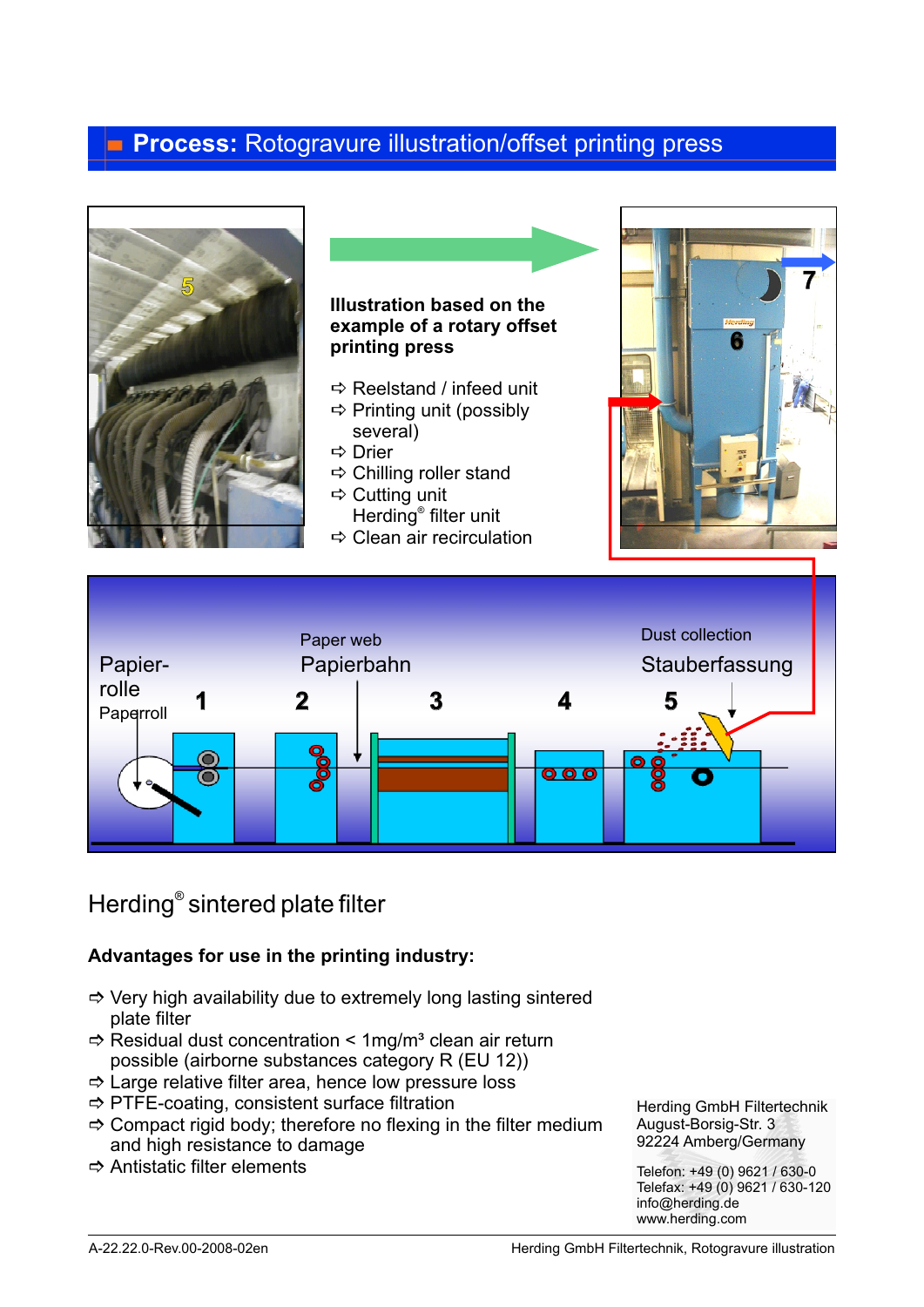## Process: Rotogravure illustration/offset printing press

**Illustration based on the example of a rotary offset printing press**

- ⇨ Reelstand / infeed unit
- ⇨ Printing unit (possibly several)
- ⇨ Drier
- ⇨ Chilling roller stand
- ⇨ Cutting unit
  Herding® filter unit
- ⇨ Clean air recirculation

5

6

7

Papier-
rolle
Paperroll

Paper web
Papierbahn

Dust collection
Stauberfassung

1 2 3 4 5

## Herding® sintered plate filter

**Advantages for use in the printing industry:**

- ⇨ Very high availability due to extremely long lasting sintered plate filter
- ⇨ Residual dust concentration < 1mg/m³ clean air return possible (airborne substances category R (EU 12))
- ⇨ Large relative filter area, hence low pressure loss
- ⇨ PTFE-coating, consistent surface filtration
- ⇨ Compact rigid body; therefore no flexing in the filter medium and high resistance to damage
- ⇨ Antistatic filter elements

Herding GmbH Filtertechnik
August-Borsig-Str. 3
92224 Amberg/Germany

Telefon: +49 (0) 9621 / 630-0
Telefax: +49 (0) 9621 / 630-120
info@herding.de
www.herding.com

A-22.22.0-Rev.00-2008-02en Herding GmbH Filtertechnik, Rotogravure illustration